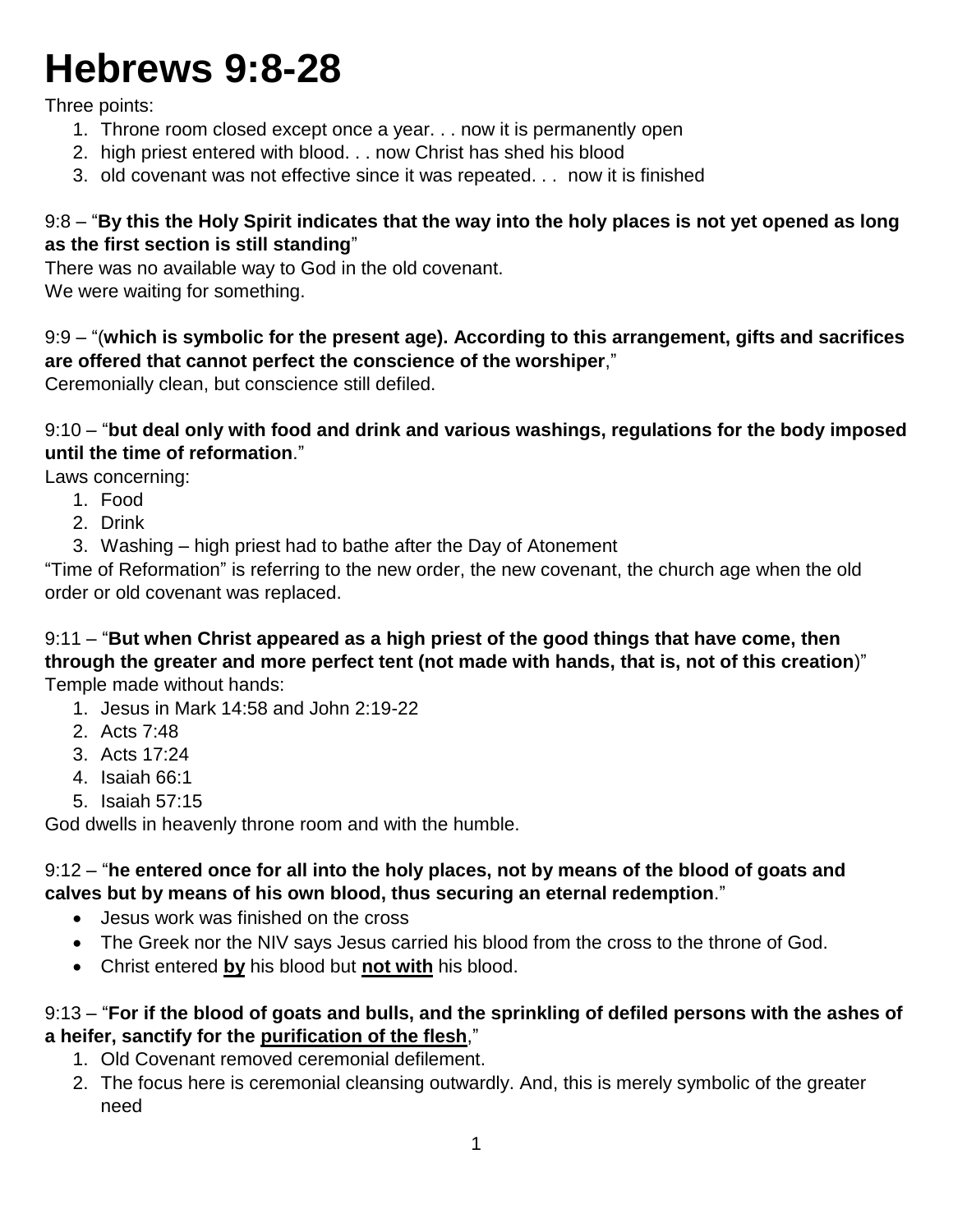# Hebrews 9:8-28

Three points:

1. Throne room closed except once a year. . . now it is permanently open
2. high priest entered with blood. . . now Christ has shed his blood
3. old covenant was not effective since it was repeated. . . now it is finished

9:8 – "**By this the Holy Spirit indicates that the way into the holy places is not yet opened as long as the first section is still standing**"

There was no available way to God in the old covenant.

We were waiting for something.

9:9 – "(**which is symbolic for the present age). According to this arrangement, gifts and sacrifices are offered that cannot perfect the conscience of the worshiper**,"

Ceremonially clean, but conscience still defiled.

9:10 – "**but deal only with food and drink and various washings, regulations for the body imposed until the time of reformation**."

Laws concerning:

1. Food
2. Drink
3. Washing – high priest had to bathe after the Day of Atonement

"Time of Reformation" is referring to the new order, the new covenant, the church age when the old order or old covenant was replaced.

9:11 – "**But when Christ appeared as a high priest of the good things that have come, then through the greater and more perfect tent (not made with hands, that is, not of this creation**)"

Temple made without hands:

1. Jesus in Mark 14:58 and John 2:19-22
2. Acts 7:48
3. Acts 17:24
4. Isaiah 66:1
5. Isaiah 57:15

God dwells in heavenly throne room and with the humble.

9:12 – "**he entered once for all into the holy places, not by means of the blood of goats and calves but by means of his own blood, thus securing an eternal redemption**."

- Jesus work was finished on the cross
- The Greek nor the NIV says Jesus carried his blood from the cross to the throne of God.
- Christ entered **by** his blood but **not with** his blood.

9:13 – "**For if the blood of goats and bulls, and the sprinkling of defiled persons with the ashes of a heifer, sanctify for the purification of the flesh**,"

1. Old Covenant removed ceremonial defilement.
2. The focus here is ceremonial cleansing outwardly. And, this is merely symbolic of the greater need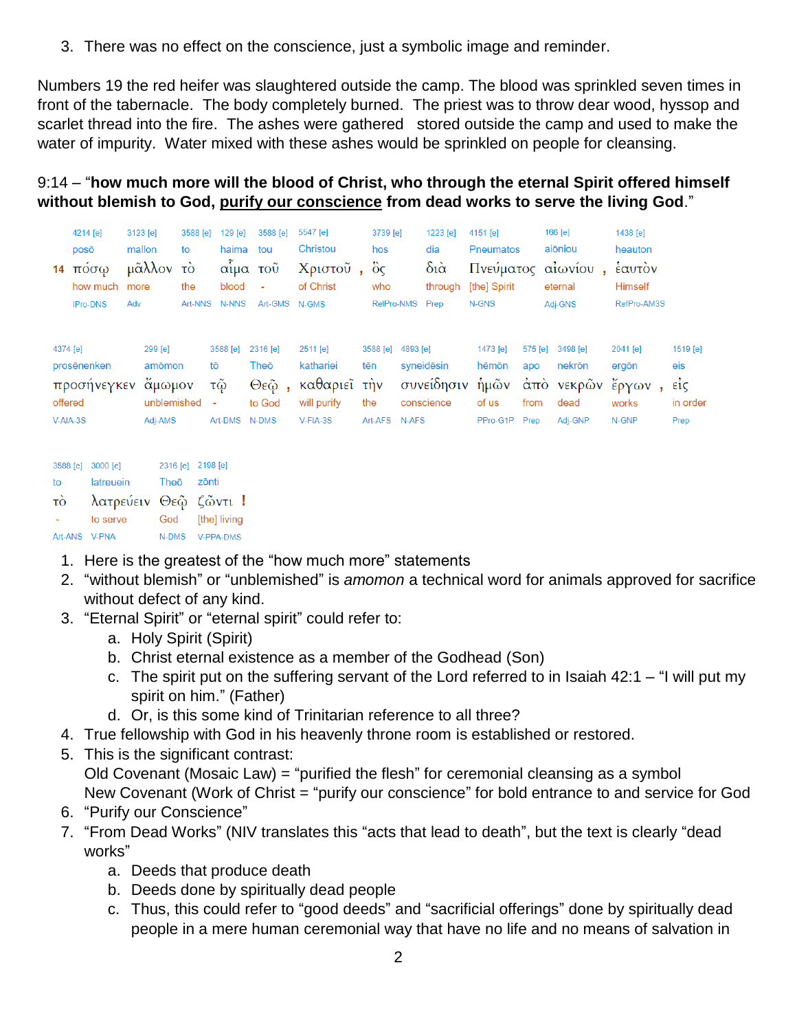3. There was no effect on the conscience, just a symbolic image and reminder.

Numbers 19 the red heifer was slaughtered outside the camp. The blood was sprinkled seven times in front of the tabernacle. The body completely burned. The priest was to throw dear wood, hyssop and scarlet thread into the fire. The ashes were gathered stored outside the camp and used to make the water of impurity. Water mixed with these ashes would be sprinkled on people for cleansing.

9:14 – "**how much more will the blood of Christ, who through the eternal Spirit offered himself without blemish to God, purify our conscience from dead works to serve the living God**."

| 4214 [e] | 3123 [e] | 3588 [e] | 129 [e] | 3588 [e] | 5547 [e] | 3739 [e] | 1223 [e] | 4151 [e] | 166 [e] | 1438 [e] |
|---|---|---|---|---|---|---|---|---|---|---|
| posō | mallon | to | haima | tou | Christou | hos | dia | Pneumatos | aiōniou | heauton |
| **14** πόσῳ | μᾶλλον | τὸ | αἷμα | τοῦ | Χριστοῦ , | ὃς | διὰ | Πνεύματος | αἰωνίου , | ἑαυτὸν |
| how much | more | the | blood | - | of Christ | who | through | [the] Spirit | eternal | Himself |
| IPro-DNS | Adv | Art-NNS | N-NNS | Art-GMS | N-GMS | RelPro-NMS | Prep | N-GNS | Adj-GNS | RefPro-AM3S |

| 4374 [e] | 299 [e] | 3588 [e] | 2316 [e] | 2511 [e] | 3588 [e] | 4893 [e] | 1473 [e] | 575 [e] | 3498 [e] | 2041 [e] | 1519 [e] |
|---|---|---|---|---|---|---|---|---|---|---|---|
| prosēnenken | amōmon | tō | Theō | kathariei | tēn | syneidēsin | hēmōn | apo | nekrōn | ergōn | eis |
| προσήνεγκεν | ἄμωμον | τῷ | Θεῷ , | καθαριεῖ | τὴν | συνείδησιν | ἡμῶν | ἀπὸ | νεκρῶν | ἔργων , | εἰς |
| offered | unblemished | - | to God | will purify | the | conscience | of us | from | dead | works | in order |
| V-AIA-3S | Adj-AMS | Art-DMS | N-DMS | V-FIA-3S | Art-AFS | N-AFS | PPro-G1P | Prep | Adj-GNP | N-GNP | Prep |

| 3588 [e] | 3000 [e] | 2316 [e] | 2198 [e] |
|---|---|---|---|
| to | latreuein | Theō | zōnti |
| τὸ | λατρεύειν | Θεῷ | ζῶντι ! |
| - | to serve | God | [the] living |
| Art-ANS | V-PNA | N-DMS | V-PPA-DMS |

1. Here is the greatest of the "how much more" statements
2. "without blemish" or "unblemished" is *amomon* a technical word for animals approved for sacrifice without defect of any kind.
3. "Eternal Spirit" or "eternal spirit" could refer to:
    a. Holy Spirit (Spirit)
    b. Christ eternal existence as a member of the Godhead (Son)
    c. The spirit put on the suffering servant of the Lord referred to in Isaiah 42:1 – "I will put my spirit on him." (Father)
    d. Or, is this some kind of Trinitarian reference to all three?
4. True fellowship with God in his heavenly throne room is established or restored.
5. This is the significant contrast:
   Old Covenant (Mosaic Law) = "purified the flesh" for ceremonial cleansing as a symbol
   New Covenant (Work of Christ = "purify our conscience" for bold entrance to and service for God
6. "Purify our Conscience"
7. "From Dead Works" (NIV translates this "acts that lead to death", but the text is clearly "dead works"
    a. Deeds that produce death
    b. Deeds done by spiritually dead people
    c. Thus, this could refer to "good deeds" and "sacrificial offerings" done by spiritually dead people in a mere human ceremonial way that have no life and no means of salvation in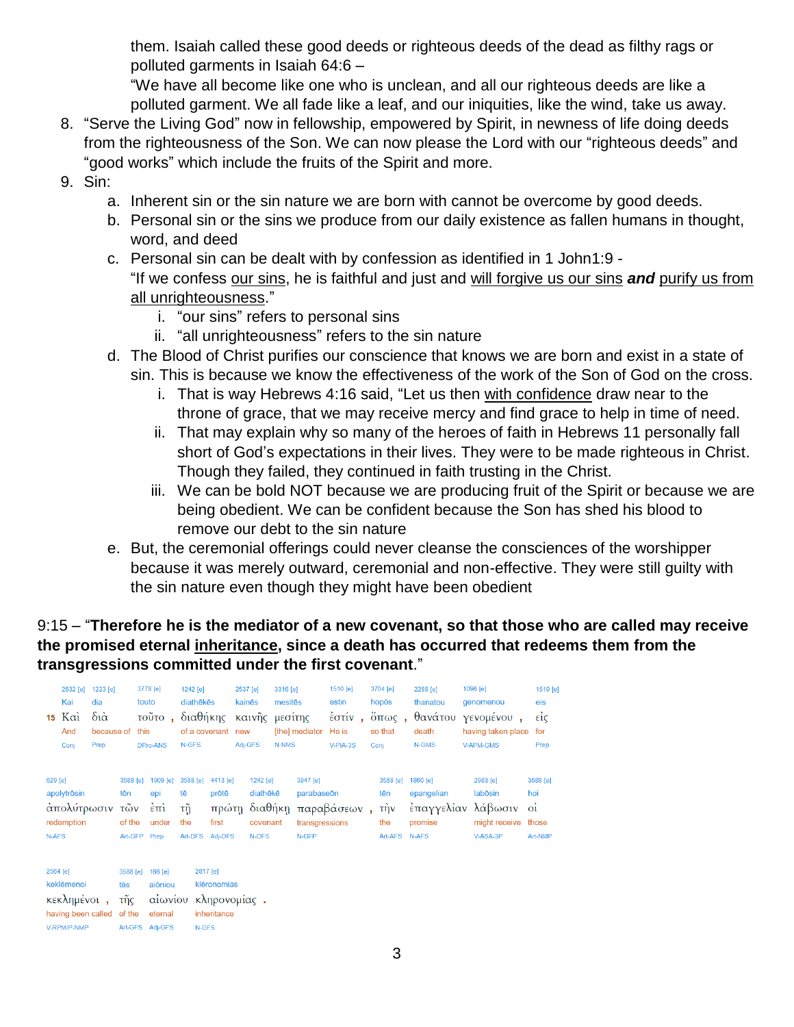them. Isaiah called these good deeds or righteous deeds of the dead as filthy rags or polluted garments in Isaiah 64:6 –
"We have all become like one who is unclean, and all our righteous deeds are like a polluted garment. We all fade like a leaf, and our iniquities, like the wind, take us away.

8. "Serve the Living God" now in fellowship, empowered by Spirit, in newness of life doing deeds from the righteousness of the Son. We can now please the Lord with our "righteous deeds" and "good works" which include the fruits of the Spirit and more.
9. Sin:
   a. Inherent sin or the sin nature we are born with cannot be overcome by good deeds.
   b. Personal sin or the sins we produce from our daily existence as fallen humans in thought, word, and deed
   c. Personal sin can be dealt with by confession as identified in 1 John1:9 -
   "If we confess <u>our sins</u>, he is faithful and just and <u>will forgive us our sins</u> ***and*** <u>purify us from all unrighteousness</u>."
      i. "our sins" refers to personal sins
      ii. "all unrighteousness" refers to the sin nature
   d. The Blood of Christ purifies our conscience that knows we are born and exist in a state of sin. This is because we know the effectiveness of the work of the Son of God on the cross.
      i. That is way Hebrews 4:16 said, "Let us then <u>with confidence</u> draw near to the throne of grace, that we may receive mercy and find grace to help in time of need.
      ii. That may explain why so many of the heroes of faith in Hebrews 11 personally fall short of God's expectations in their lives. They were to be made righteous in Christ. Though they failed, they continued in faith trusting in the Christ.
      iii. We can be bold NOT because we are producing fruit of the Spirit or because we are being obedient. We can be confident because the Son has shed his blood to remove our debt to the sin nature
   e. But, the ceremonial offerings could never cleanse the consciences of the worshipper because it was merely outward, ceremonial and non-effective. They were still guilty with the sin nature even though they might have been obedient

9:15 – "**Therefore he is the mediator of a new covenant, so that those who are called may receive the promised eternal <u>inheritance</u>, since a death has occurred that redeems them from the transgressions committed under the first covenant**."

15

| | | | | | | | | | | | |
|---|---|---|---|---|---|---|---|---|---|---|---|
| 2532 [e] | 1223 [e] | 3778 [e] | 1242 [e] | 2537 [e] | 3316 [e] | 1510 [e] | 3704 [e] | 2288 [e] | 1096 [e] | 1519 [e] |
| Kai | dia | touto | diathēkēs | kainēs | mesitēs | estin | hopōs | thanatou | genomenou | eis |
| Καὶ | διὰ | τοῦτο , | διαθήκης | καινῆς | μεσίτης | ἐστίν , | ὅπως , | θανάτου | γενομένου , | εἰς |
| And | because of | this | of a covenant | new | [the] mediator | He is | so that | death | having taken place | for |
| Conj | Prep | DPro-ANS | N-GFS | Adj-GFS | N-NMS | V-PIA-3S | Conj | N-GMS | V-APM-GMS | Prep |

| | | | | | | | | | | |
|---|---|---|---|---|---|---|---|---|---|---|
| 629 [e] | 3588 [e] | 1909 [e] | 3588 [e] | 4413 [e] | 1242 [e] | 3847 [e] | 3588 [e] | 1860 [e] | 2983 [e] | 3588 [e] |
| apolytrōsin | tōn | epi | tē | prōtē | diathēkē | parabaseōn | tēn | epangelian | labōsin | hoi |
| ἀπολύτρωσιν | τῶν | ἐπὶ | τῇ | πρώτῃ | διαθήκῃ | παραβάσεων , | τὴν | ἐπαγγελίαν | λάβωσιν | οἱ |
| redemption | of the | under | the | first | covenant | transgressions | the | promise | might receive | those |
| N-AFS | Art-GFP | Prep | Art-DFS | Adj-DFS | N-DFS | N-GFP | Art-AFS | N-AFS | V-ASA-3P | Art-NMP |

| | | | |
|---|---|---|---|
| 2564 [e] | 3588 [e] | 166 [e] | 2817 [e] |
| keklēmenoi | tēs | aiōniou | klēronomias |
| κεκλημένοι , | τῆς | αἰωνίου | κληρονομίας . |
| having been called | of the | eternal | inheritance |
| V-RPM/P-NMP | Art-GFS | Adj-GFS | N-GFS |